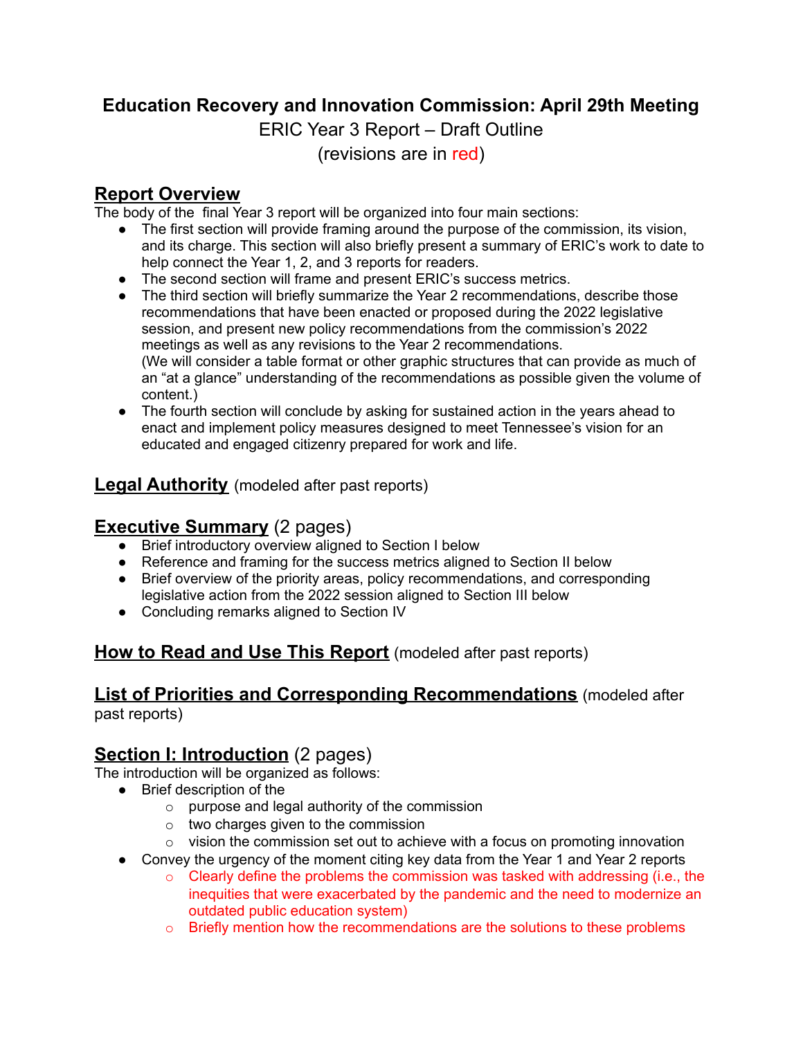# Education Recovery and Innovation Commission: April 29th Meeting

ERIC Year 3 Report – Draft Outline

(revisions are in red)

## Report Overview

The body of the final Year 3 report will be organized into four main sections:

- The first section will provide framing around the purpose of the commission, its vision, and its charge. This section will also briefly present a summary of ERIC's work to date to help connect the Year 1, 2, and 3 reports for readers.
- The second section will frame and present ERIC's success metrics.
- The third section will briefly summarize the Year 2 recommendations, describe those recommendations that have been enacted or proposed during the 2022 legislative session, and present new policy recommendations from the commission's 2022 meetings as well as any revisions to the Year 2 recommendations.
  (We will consider a table format or other graphic structures that can provide as much of an "at a glance" understanding of the recommendations as possible given the volume of content.)
- The fourth section will conclude by asking for sustained action in the years ahead to enact and implement policy measures designed to meet Tennessee's vision for an educated and engaged citizenry prepared for work and life.

## Legal Authority (modeled after past reports)

## Executive Summary (2 pages)

- Brief introductory overview aligned to Section I below
- Reference and framing for the success metrics aligned to Section II below
- Brief overview of the priority areas, policy recommendations, and corresponding legislative action from the 2022 session aligned to Section III below
- Concluding remarks aligned to Section IV

## How to Read and Use This Report (modeled after past reports)

## List of Priorities and Corresponding Recommendations (modeled after past reports)

## Section I: Introduction (2 pages)

The introduction will be organized as follows:

- Brief description of the
  - purpose and legal authority of the commission
  - two charges given to the commission
  - vision the commission set out to achieve with a focus on promoting innovation
- Convey the urgency of the moment citing key data from the Year 1 and Year 2 reports
  - Clearly define the problems the commission was tasked with addressing (i.e., the inequities that were exacerbated by the pandemic and the need to modernize an outdated public education system)
  - Briefly mention how the recommendations are the solutions to these problems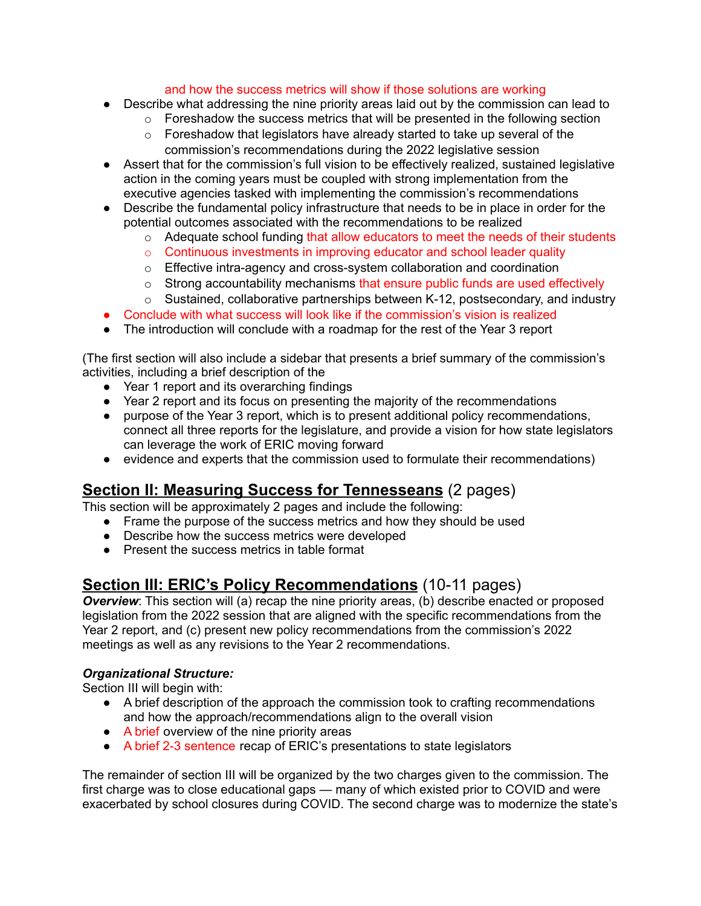and how the success metrics will show if those solutions are working

- Describe what addressing the nine priority areas laid out by the commission can lead to
    - Foreshadow the success metrics that will be presented in the following section
    - Foreshadow that legislators have already started to take up several of the commission's recommendations during the 2022 legislative session
- Assert that for the commission's full vision to be effectively realized, sustained legislative action in the coming years must be coupled with strong implementation from the executive agencies tasked with implementing the commission's recommendations
- Describe the fundamental policy infrastructure that needs to be in place in order for the potential outcomes associated with the recommendations to be realized
    - Adequate school funding that allow educators to meet the needs of their students
    - Continuous investments in improving educator and school leader quality
    - Effective intra-agency and cross-system collaboration and coordination
    - Strong accountability mechanisms that ensure public funds are used effectively
    - Sustained, collaborative partnerships between K-12, postsecondary, and industry
- Conclude with what success will look like if the commission's vision is realized
- The introduction will conclude with a roadmap for the rest of the Year 3 report

(The first section will also include a sidebar that presents a brief summary of the commission's activities, including a brief description of the

- Year 1 report and its overarching findings
- Year 2 report and its focus on presenting the majority of the recommendations
- purpose of the Year 3 report, which is to present additional policy recommendations, connect all three reports for the legislature, and provide a vision for how state legislators can leverage the work of ERIC moving forward
- evidence and experts that the commission used to formulate their recommendations)

## <u>Section II: Measuring Success for Tennesseans</u> (2 pages)

This section will be approximately 2 pages and include the following:

- Frame the purpose of the success metrics and how they should be used
- Describe how the success metrics were developed
- Present the success metrics in table format

## <u>Section III: ERIC's Policy Recommendations</u> (10-11 pages)

***Overview***: This section will (a) recap the nine priority areas, (b) describe enacted or proposed legislation from the 2022 session that are aligned with the specific recommendations from the Year 2 report, and (c) present new policy recommendations from the commission's 2022 meetings as well as any revisions to the Year 2 recommendations.

***Organizational Structure:***

Section III will begin with:

- A brief description of the approach the commission took to crafting recommendations and how the approach/recommendations align to the overall vision
- A brief overview of the nine priority areas
- A brief 2-3 sentence recap of ERIC's presentations to state legislators

The remainder of section III will be organized by the two charges given to the commission. The first charge was to close educational gaps — many of which existed prior to COVID and were exacerbated by school closures during COVID. The second charge was to modernize the state's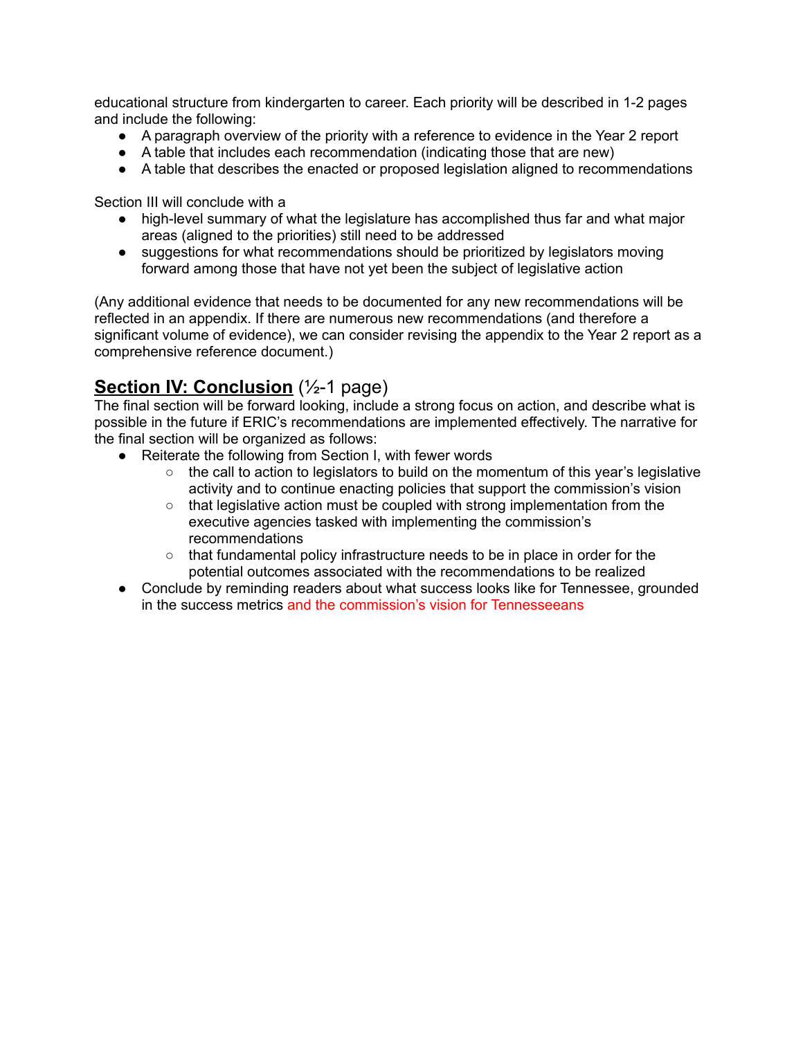educational structure from kindergarten to career. Each priority will be described in 1-2 pages and include the following:

- A paragraph overview of the priority with a reference to evidence in the Year 2 report
- A table that includes each recommendation (indicating those that are new)
- A table that describes the enacted or proposed legislation aligned to recommendations

Section III will conclude with a

- high-level summary of what the legislature has accomplished thus far and what major areas (aligned to the priorities) still need to be addressed
- suggestions for what recommendations should be prioritized by legislators moving forward among those that have not yet been the subject of legislative action

(Any additional evidence that needs to be documented for any new recommendations will be reflected in an appendix. If there are numerous new recommendations (and therefore a significant volume of evidence), we can consider revising the appendix to the Year 2 report as a comprehensive reference document.)

## **Section IV: Conclusion** (½-1 page)

The final section will be forward looking, include a strong focus on action, and describe what is possible in the future if ERIC's recommendations are implemented effectively. The narrative for the final section will be organized as follows:

- Reiterate the following from Section I, with fewer words
  - the call to action to legislators to build on the momentum of this year's legislative activity and to continue enacting policies that support the commission's vision
  - that legislative action must be coupled with strong implementation from the executive agencies tasked with implementing the commission's recommendations
  - that fundamental policy infrastructure needs to be in place in order for the potential outcomes associated with the recommendations to be realized
- Conclude by reminding readers about what success looks like for Tennessee, grounded in the success metrics and the commission's vision for Tennesseeans